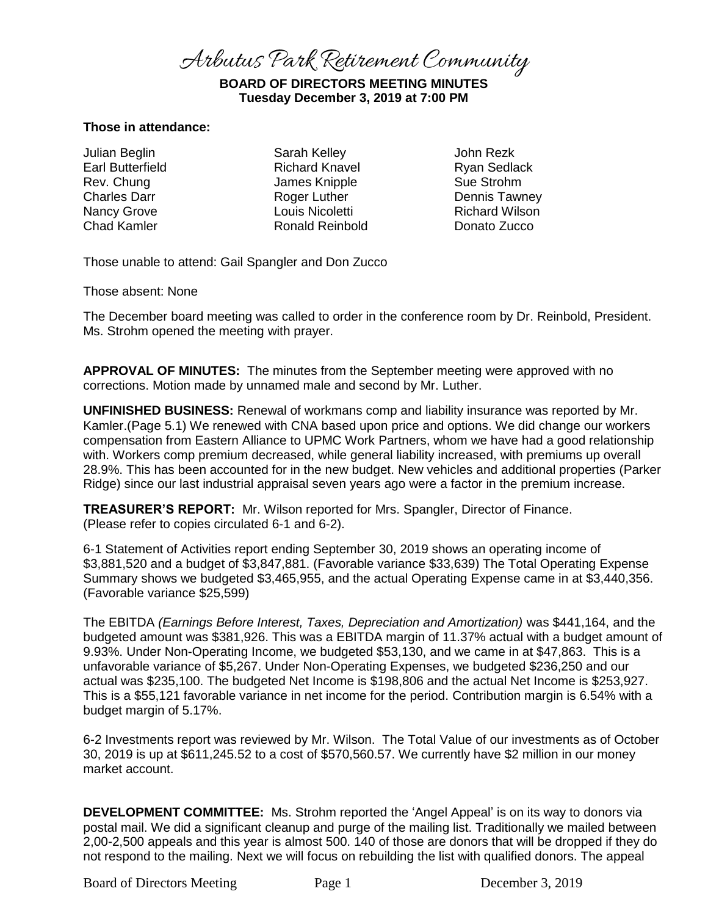# Arbutus Park Retirement Community

**BOARD OF DIRECTORS MEETING MINUTES**
**Tuesday December 3, 2019 at 7:00 PM**

**Those in attendance:**

Julian Beglin
Earl Butterfield
Rev. Chung
Charles Darr
Nancy Grove
Chad Kamler
Sarah Kelley
Richard Knavel
James Knipple
Roger Luther
Louis Nicoletti
Ronald Reinbold
John Rezk
Ryan Sedlack
Sue Strohm
Dennis Tawney
Richard Wilson
Donato Zucco

Those unable to attend: Gail Spangler and Don Zucco

Those absent: None

The December board meeting was called to order in the conference room by Dr. Reinbold, President. Ms. Strohm opened the meeting with prayer.

**APPROVAL OF MINUTES:** The minutes from the September meeting were approved with no corrections. Motion made by unnamed male and second by Mr. Luther.

**UNFINISHED BUSINESS:** Renewal of workmans comp and liability insurance was reported by Mr. Kamler.(Page 5.1) We renewed with CNA based upon price and options. We did change our workers compensation from Eastern Alliance to UPMC Work Partners, whom we have had a good relationship with. Workers comp premium decreased, while general liability increased, with premiums up overall 28.9%. This has been accounted for in the new budget. New vehicles and additional properties (Parker Ridge) since our last industrial appraisal seven years ago were a factor in the premium increase.

**TREASURER'S REPORT:** Mr. Wilson reported for Mrs. Spangler, Director of Finance. (Please refer to copies circulated 6-1 and 6-2).

6-1 Statement of Activities report ending September 30, 2019 shows an operating income of $3,881,520 and a budget of $3,847,881. (Favorable variance $33,639) The Total Operating Expense Summary shows we budgeted $3,465,955, and the actual Operating Expense came in at $3,440,356. (Favorable variance $25,599)

The EBITDA *(Earnings Before Interest, Taxes, Depreciation and Amortization)* was $441,164, and the budgeted amount was $381,926. This was a EBITDA margin of 11.37% actual with a budget amount of 9.93%. Under Non-Operating Income, we budgeted $53,130, and we came in at $47,863. This is a unfavorable variance of $5,267. Under Non-Operating Expenses, we budgeted $236,250 and our actual was $235,100. The budgeted Net Income is $198,806 and the actual Net Income is $253,927. This is a $55,121 favorable variance in net income for the period. Contribution margin is 6.54% with a budget margin of 5.17%.

6-2 Investments report was reviewed by Mr. Wilson. The Total Value of our investments as of October 30, 2019 is up at $611,245.52 to a cost of $570,560.57. We currently have $2 million in our money market account.

**DEVELOPMENT COMMITTEE:** Ms. Strohm reported the 'Angel Appeal' is on its way to donors via postal mail. We did a significant cleanup and purge of the mailing list. Traditionally we mailed between 2,00-2,500 appeals and this year is almost 500. 140 of those are donors that will be dropped if they do not respond to the mailing. Next we will focus on rebuilding the list with qualified donors. The appeal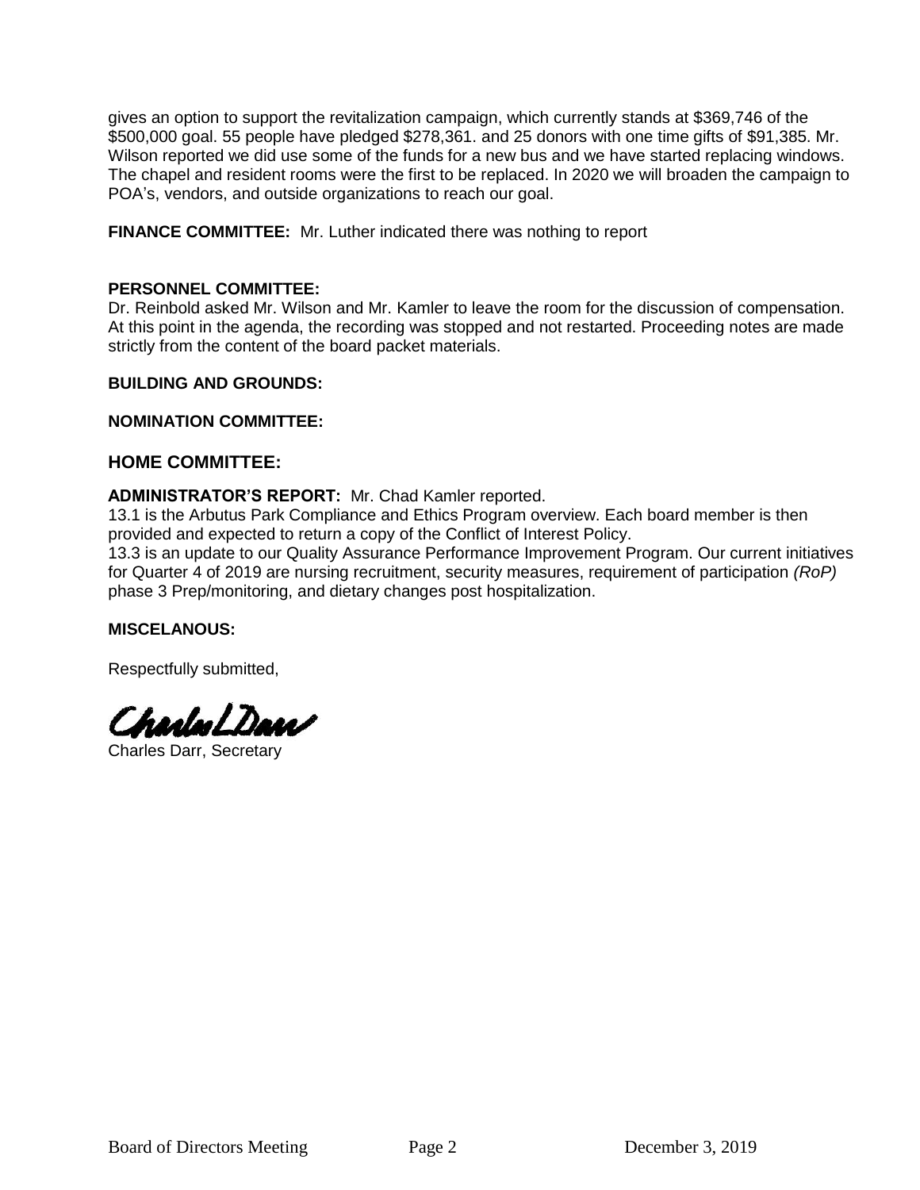gives an option to support the revitalization campaign, which currently stands at $369,746 of the $500,000 goal. 55 people have pledged $278,361. and 25 donors with one time gifts of $91,385. Mr. Wilson reported we did use some of the funds for a new bus and we have started replacing windows. The chapel and resident rooms were the first to be replaced. In 2020 we will broaden the campaign to POA's, vendors, and outside organizations to reach our goal.

**FINANCE COMMITTEE:** Mr. Luther indicated there was nothing to report

**PERSONNEL COMMITTEE:**
Dr. Reinbold asked Mr. Wilson and Mr. Kamler to leave the room for the discussion of compensation. At this point in the agenda, the recording was stopped and not restarted. Proceeding notes are made strictly from the content of the board packet materials.

**BUILDING AND GROUNDS:**

**NOMINATION COMMITTEE:**

**HOME COMMITTEE:**

**ADMINISTRATOR'S REPORT:** Mr. Chad Kamler reported.
13.1 is the Arbutus Park Compliance and Ethics Program overview. Each board member is then provided and expected to return a copy of the Conflict of Interest Policy.
13.3 is an update to our Quality Assurance Performance Improvement Program. Our current initiatives for Quarter 4 of 2019 are nursing recruitment, security measures, requirement of participation *(RoP)* phase 3 Prep/monitoring, and dietary changes post hospitalization.

**MISCELANOUS:**

Respectfully submitted,

Charles L Darr

Charles Darr, Secretary